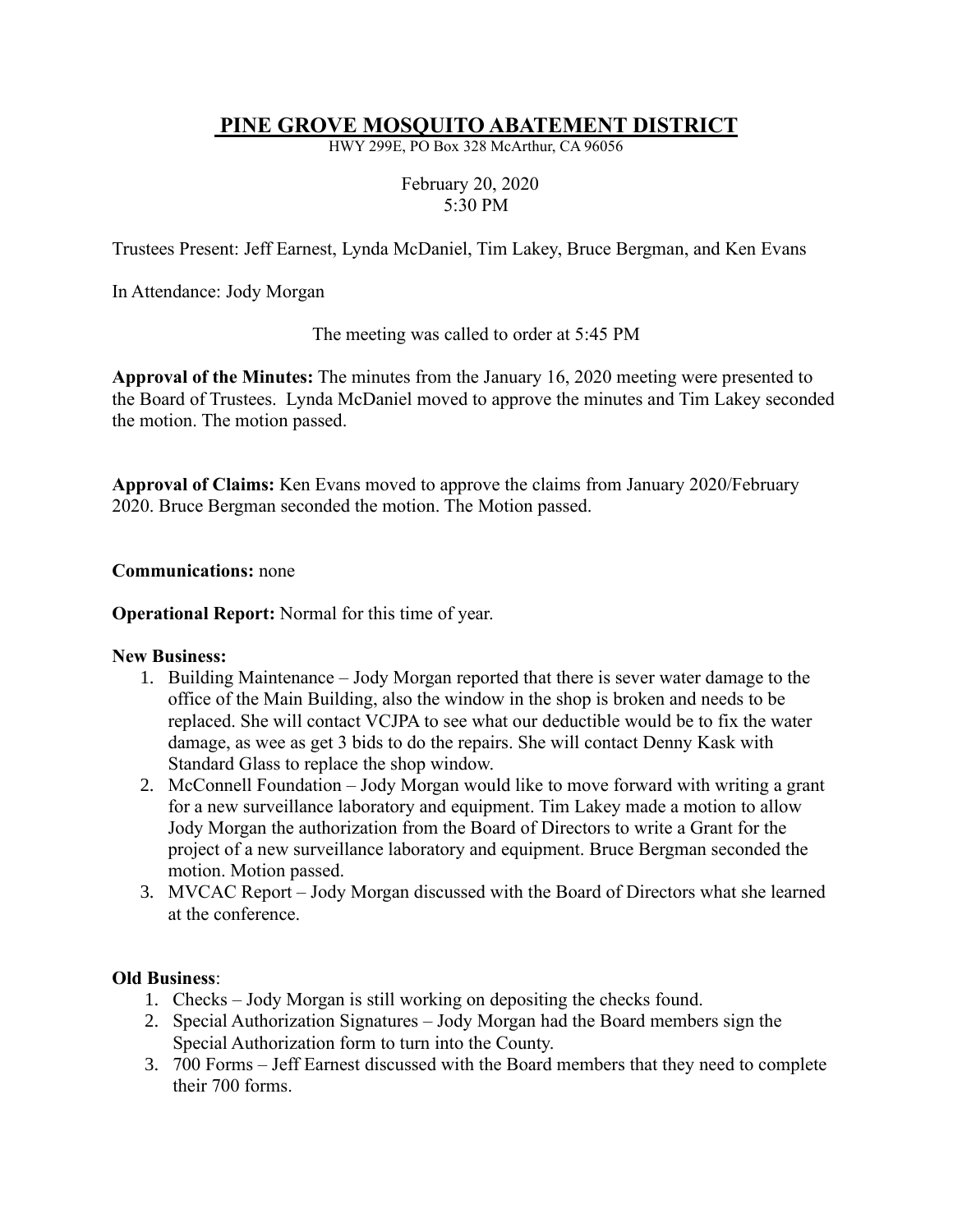# PINE GROVE MOSQUITO ABATEMENT DISTRICT

HWY 299E, PO Box 328 McArthur, CA 96056

February 20, 2020
5:30 PM

Trustees Present: Jeff Earnest, Lynda McDaniel, Tim Lakey, Bruce Bergman, and Ken Evans

In Attendance: Jody Morgan

The meeting was called to order at 5:45 PM

**Approval of the Minutes:** The minutes from the January 16, 2020 meeting were presented to the Board of Trustees. Lynda McDaniel moved to approve the minutes and Tim Lakey seconded the motion. The motion passed.

**Approval of Claims:** Ken Evans moved to approve the claims from January 2020/February 2020. Bruce Bergman seconded the motion. The Motion passed.

**Communications:** none

**Operational Report:** Normal for this time of year.

**New Business:**

1. Building Maintenance – Jody Morgan reported that there is sever water damage to the office of the Main Building, also the window in the shop is broken and needs to be replaced. She will contact VCJPA to see what our deductible would be to fix the water damage, as wee as get 3 bids to do the repairs. She will contact Denny Kask with Standard Glass to replace the shop window.
2. McConnell Foundation – Jody Morgan would like to move forward with writing a grant for a new surveillance laboratory and equipment. Tim Lakey made a motion to allow Jody Morgan the authorization from the Board of Directors to write a Grant for the project of a new surveillance laboratory and equipment. Bruce Bergman seconded the motion. Motion passed.
3. MVCAC Report – Jody Morgan discussed with the Board of Directors what she learned at the conference.

**Old Business**:

1. Checks – Jody Morgan is still working on depositing the checks found.
2. Special Authorization Signatures – Jody Morgan had the Board members sign the Special Authorization form to turn into the County.
3. 700 Forms – Jeff Earnest discussed with the Board members that they need to complete their 700 forms.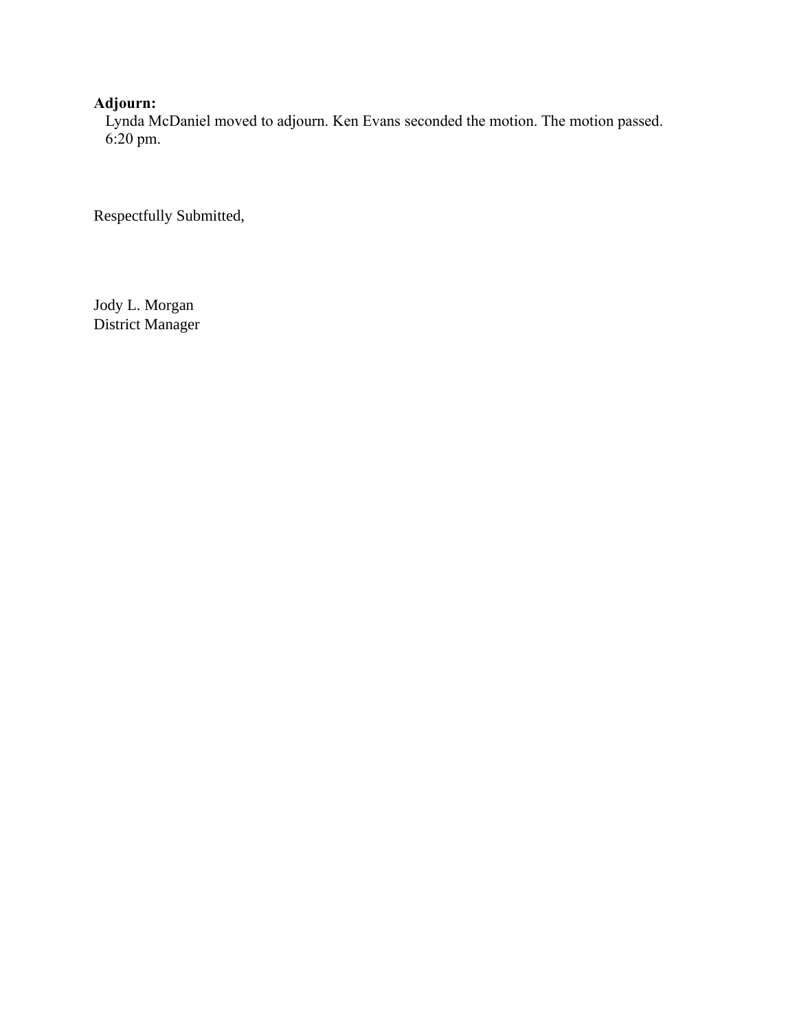**Adjourn:**

Lynda McDaniel moved to adjourn. Ken Evans seconded the motion. The motion passed. 6:20 pm.

Respectfully Submitted,

Jody L. Morgan
District Manager